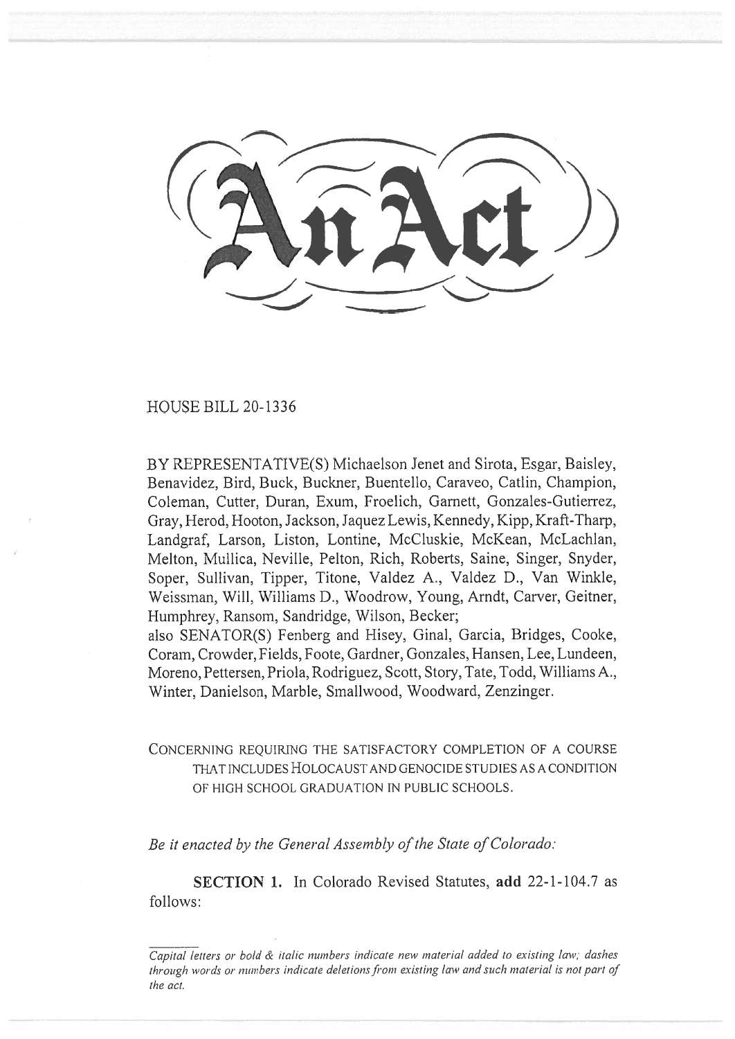# An Act

HOUSE BILL 20-1336

BY REPRESENTATIVE(S) Michaelson Jenet and Sirota, Esgar, Baisley, Benavidez, Bird, Buck, Buckner, Buentello, Caraveo, Catlin, Champion, Coleman, Cutter, Duran, Exum, Froelich, Garnett, Gonzales-Gutierrez, Gray, Herod, Hooton, Jackson, Jaquez Lewis, Kennedy, Kipp, Kraft-Tharp, Landgraf, Larson, Liston, Lontine, McCluskie, McKean, McLachlan, Melton, Mullica, Neville, Pelton, Rich, Roberts, Saine, Singer, Snyder, Soper, Sullivan, Tipper, Titone, Valdez A., Valdez D., Van Winkle, Weissman, Will, Williams D., Woodrow, Young, Arndt, Carver, Geitner, Humphrey, Ransom, Sandridge, Wilson, Becker;

also SENATOR(S) Fenberg and Hisey, Ginal, Garcia, Bridges, Cooke, Coram, Crowder, Fields, Foote, Gardner, Gonzales, Hansen, Lee, Lundeen, Moreno, Pettersen, Priola, Rodriguez, Scott, Story, Tate, Todd, Williams A., Winter, Danielson, Marble, Smallwood, Woodward, Zenzinger.

CONCERNING REQUIRING THE SATISFACTORY COMPLETION OF A COURSE THAT INCLUDES HOLOCAUST AND GENOCIDE STUDIES AS A CONDITION OF HIGH SCHOOL GRADUATION IN PUBLIC SCHOOLS.

*Be it enacted by the General Assembly of the State of Colorado:*

**SECTION 1.** In Colorado Revised Statutes, **add** 22-1-104.7 as follows:

---

*Capital letters or bold & italic numbers indicate new material added to existing law; dashes through words or numbers indicate deletions from existing law and such material is not part of the act.*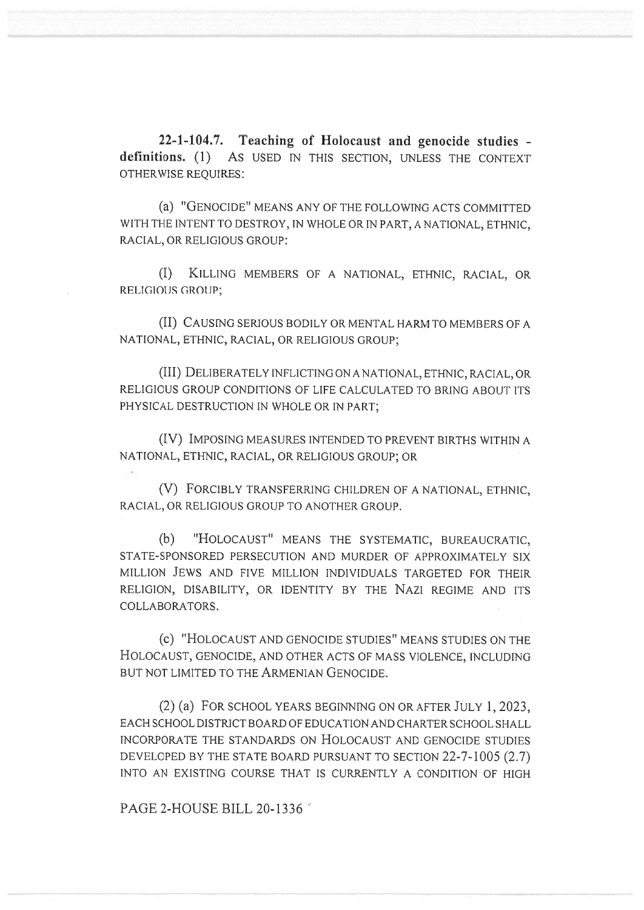**22-1-104.7. Teaching of Holocaust and genocide studies - definitions.** (1) AS USED IN THIS SECTION, UNLESS THE CONTEXT OTHERWISE REQUIRES:

(a) "GENOCIDE" MEANS ANY OF THE FOLLOWING ACTS COMMITTED WITH THE INTENT TO DESTROY, IN WHOLE OR IN PART, A NATIONAL, ETHNIC, RACIAL, OR RELIGIOUS GROUP:

(I) KILLING MEMBERS OF A NATIONAL, ETHNIC, RACIAL, OR RELIGIOUS GROUP;

(II) CAUSING SERIOUS BODILY OR MENTAL HARM TO MEMBERS OF A NATIONAL, ETHNIC, RACIAL, OR RELIGIOUS GROUP;

(III) DELIBERATELY INFLICTING ON A NATIONAL, ETHNIC, RACIAL, OR RELIGIOUS GROUP CONDITIONS OF LIFE CALCULATED TO BRING ABOUT ITS PHYSICAL DESTRUCTION IN WHOLE OR IN PART;

(IV) IMPOSING MEASURES INTENDED TO PREVENT BIRTHS WITHIN A NATIONAL, ETHNIC, RACIAL, OR RELIGIOUS GROUP; OR

(V) FORCIBLY TRANSFERRING CHILDREN OF A NATIONAL, ETHNIC, RACIAL, OR RELIGIOUS GROUP TO ANOTHER GROUP.

(b) "HOLOCAUST" MEANS THE SYSTEMATIC, BUREAUCRATIC, STATE-SPONSORED PERSECUTION AND MURDER OF APPROXIMATELY SIX MILLION JEWS AND FIVE MILLION INDIVIDUALS TARGETED FOR THEIR RELIGION, DISABILITY, OR IDENTITY BY THE NAZI REGIME AND ITS COLLABORATORS.

(c) "HOLOCAUST AND GENOCIDE STUDIES" MEANS STUDIES ON THE HOLOCAUST, GENOCIDE, AND OTHER ACTS OF MASS VIOLENCE, INCLUDING BUT NOT LIMITED TO THE ARMENIAN GENOCIDE.

(2) (a) FOR SCHOOL YEARS BEGINNING ON OR AFTER JULY 1, 2023, EACH SCHOOL DISTRICT BOARD OF EDUCATION AND CHARTER SCHOOL SHALL INCORPORATE THE STANDARDS ON HOLOCAUST AND GENOCIDE STUDIES DEVELOPED BY THE STATE BOARD PURSUANT TO SECTION 22-7-1005 (2.7) INTO AN EXISTING COURSE THAT IS CURRENTLY A CONDITION OF HIGH

PAGE 2-HOUSE BILL 20-1336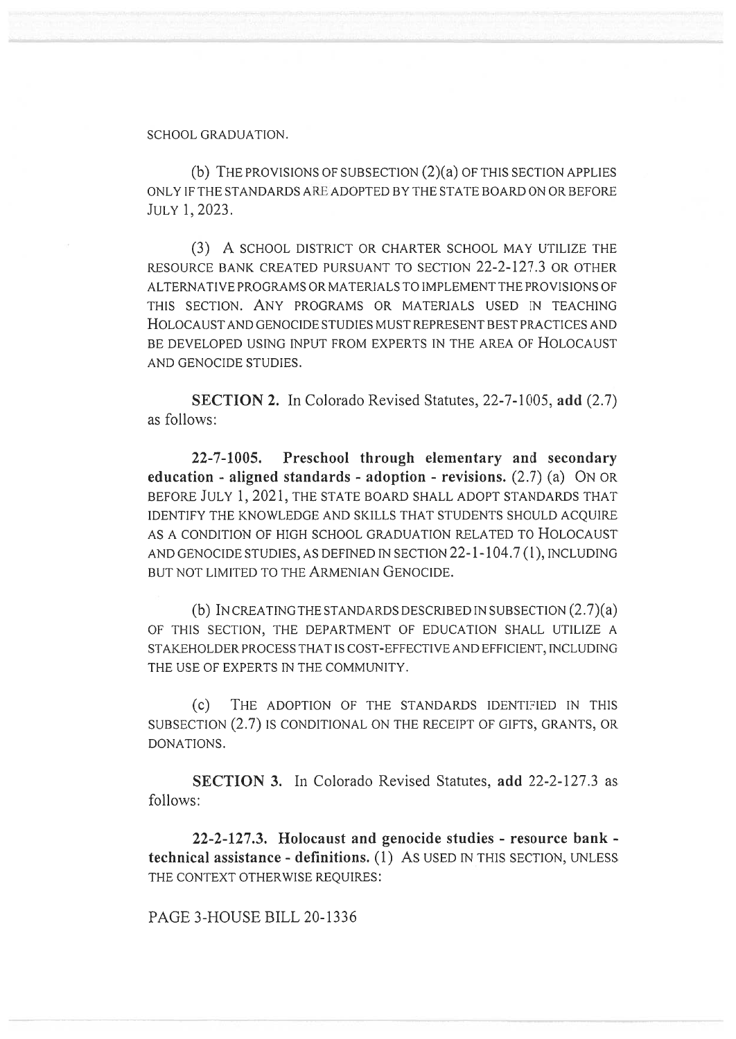SCHOOL GRADUATION.

(b) THE PROVISIONS OF SUBSECTION (2)(a) OF THIS SECTION APPLIES ONLY IF THE STANDARDS ARE ADOPTED BY THE STATE BOARD ON OR BEFORE JULY 1, 2023.

(3) A SCHOOL DISTRICT OR CHARTER SCHOOL MAY UTILIZE THE RESOURCE BANK CREATED PURSUANT TO SECTION 22-2-127.3 OR OTHER ALTERNATIVE PROGRAMS OR MATERIALS TO IMPLEMENT THE PROVISIONS OF THIS SECTION. ANY PROGRAMS OR MATERIALS USED IN TEACHING HOLOCAUST AND GENOCIDE STUDIES MUST REPRESENT BEST PRACTICES AND BE DEVELOPED USING INPUT FROM EXPERTS IN THE AREA OF HOLOCAUST AND GENOCIDE STUDIES.

**SECTION 2.** In Colorado Revised Statutes, 22-7-1005, **add** (2.7) as follows:

**22-7-1005. Preschool through elementary and secondary education - aligned standards - adoption - revisions.** (2.7) (a) ON OR BEFORE JULY 1, 2021, THE STATE BOARD SHALL ADOPT STANDARDS THAT IDENTIFY THE KNOWLEDGE AND SKILLS THAT STUDENTS SHOULD ACQUIRE AS A CONDITION OF HIGH SCHOOL GRADUATION RELATED TO HOLOCAUST AND GENOCIDE STUDIES, AS DEFINED IN SECTION 22-1-104.7 (1), INCLUDING BUT NOT LIMITED TO THE ARMENIAN GENOCIDE.

(b) IN CREATING THE STANDARDS DESCRIBED IN SUBSECTION (2.7)(a) OF THIS SECTION, THE DEPARTMENT OF EDUCATION SHALL UTILIZE A STAKEHOLDER PROCESS THAT IS COST-EFFECTIVE AND EFFICIENT, INCLUDING THE USE OF EXPERTS IN THE COMMUNITY.

(c) THE ADOPTION OF THE STANDARDS IDENTIFIED IN THIS SUBSECTION (2.7) IS CONDITIONAL ON THE RECEIPT OF GIFTS, GRANTS, OR DONATIONS.

**SECTION 3.** In Colorado Revised Statutes, **add** 22-2-127.3 as follows:

**22-2-127.3. Holocaust and genocide studies - resource bank - technical assistance - definitions.** (1) AS USED IN THIS SECTION, UNLESS THE CONTEXT OTHERWISE REQUIRES:

PAGE 3-HOUSE BILL 20-1336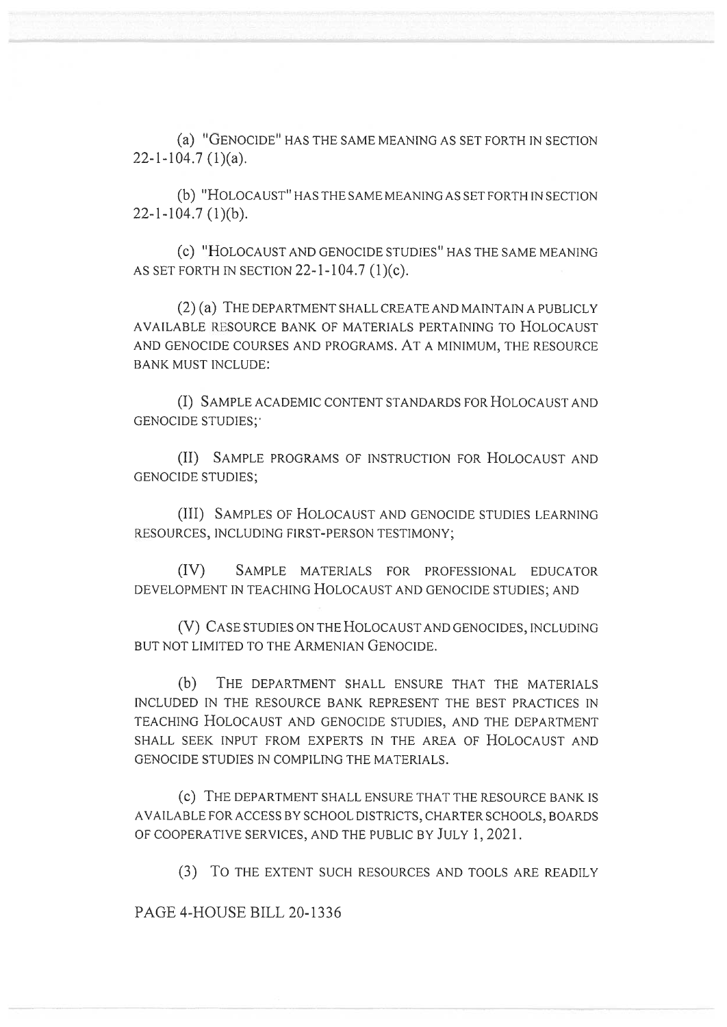(a) "GENOCIDE" HAS THE SAME MEANING AS SET FORTH IN SECTION 22-1-104.7 (1)(a).

(b) "HOLOCAUST" HAS THE SAME MEANING AS SET FORTH IN SECTION 22-1-104.7 (1)(b).

(c) "HOLOCAUST AND GENOCIDE STUDIES" HAS THE SAME MEANING AS SET FORTH IN SECTION 22-1-104.7 (1)(c).

(2) (a) THE DEPARTMENT SHALL CREATE AND MAINTAIN A PUBLICLY AVAILABLE RESOURCE BANK OF MATERIALS PERTAINING TO HOLOCAUST AND GENOCIDE COURSES AND PROGRAMS. AT A MINIMUM, THE RESOURCE BANK MUST INCLUDE:

(I) SAMPLE ACADEMIC CONTENT STANDARDS FOR HOLOCAUST AND GENOCIDE STUDIES;

(II) SAMPLE PROGRAMS OF INSTRUCTION FOR HOLOCAUST AND GENOCIDE STUDIES;

(III) SAMPLES OF HOLOCAUST AND GENOCIDE STUDIES LEARNING RESOURCES, INCLUDING FIRST-PERSON TESTIMONY;

(IV) SAMPLE MATERIALS FOR PROFESSIONAL EDUCATOR DEVELOPMENT IN TEACHING HOLOCAUST AND GENOCIDE STUDIES; AND

(V) CASE STUDIES ON THE HOLOCAUST AND GENOCIDES, INCLUDING BUT NOT LIMITED TO THE ARMENIAN GENOCIDE.

(b) THE DEPARTMENT SHALL ENSURE THAT THE MATERIALS INCLUDED IN THE RESOURCE BANK REPRESENT THE BEST PRACTICES IN TEACHING HOLOCAUST AND GENOCIDE STUDIES, AND THE DEPARTMENT SHALL SEEK INPUT FROM EXPERTS IN THE AREA OF HOLOCAUST AND GENOCIDE STUDIES IN COMPILING THE MATERIALS.

(c) THE DEPARTMENT SHALL ENSURE THAT THE RESOURCE BANK IS AVAILABLE FOR ACCESS BY SCHOOL DISTRICTS, CHARTER SCHOOLS, BOARDS OF COOPERATIVE SERVICES, AND THE PUBLIC BY JULY 1, 2021.

(3) TO THE EXTENT SUCH RESOURCES AND TOOLS ARE READILY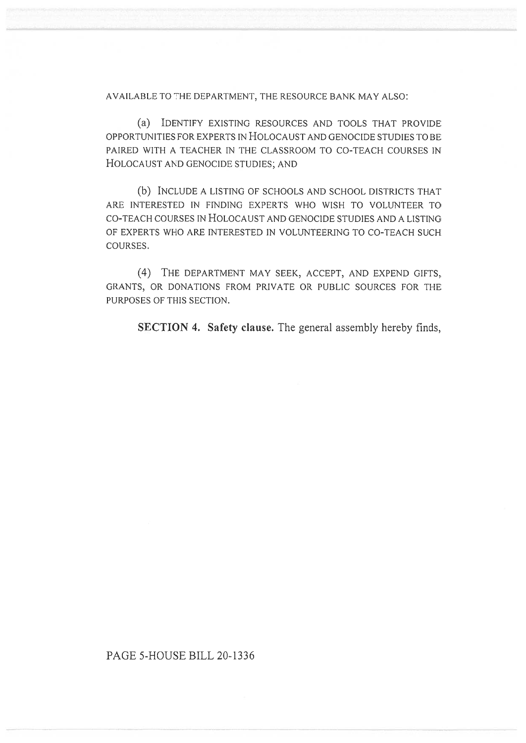AVAILABLE TO THE DEPARTMENT, THE RESOURCE BANK MAY ALSO:

(a) IDENTIFY EXISTING RESOURCES AND TOOLS THAT PROVIDE OPPORTUNITIES FOR EXPERTS IN HOLOCAUST AND GENOCIDE STUDIES TO BE PAIRED WITH A TEACHER IN THE CLASSROOM TO CO-TEACH COURSES IN HOLOCAUST AND GENOCIDE STUDIES; AND

(b) INCLUDE A LISTING OF SCHOOLS AND SCHOOL DISTRICTS THAT ARE INTERESTED IN FINDING EXPERTS WHO WISH TO VOLUNTEER TO CO-TEACH COURSES IN HOLOCAUST AND GENOCIDE STUDIES AND A LISTING OF EXPERTS WHO ARE INTERESTED IN VOLUNTEERING TO CO-TEACH SUCH COURSES.

(4) THE DEPARTMENT MAY SEEK, ACCEPT, AND EXPEND GIFTS, GRANTS, OR DONATIONS FROM PRIVATE OR PUBLIC SOURCES FOR THE PURPOSES OF THIS SECTION.

**SECTION 4. Safety clause.** The general assembly hereby finds,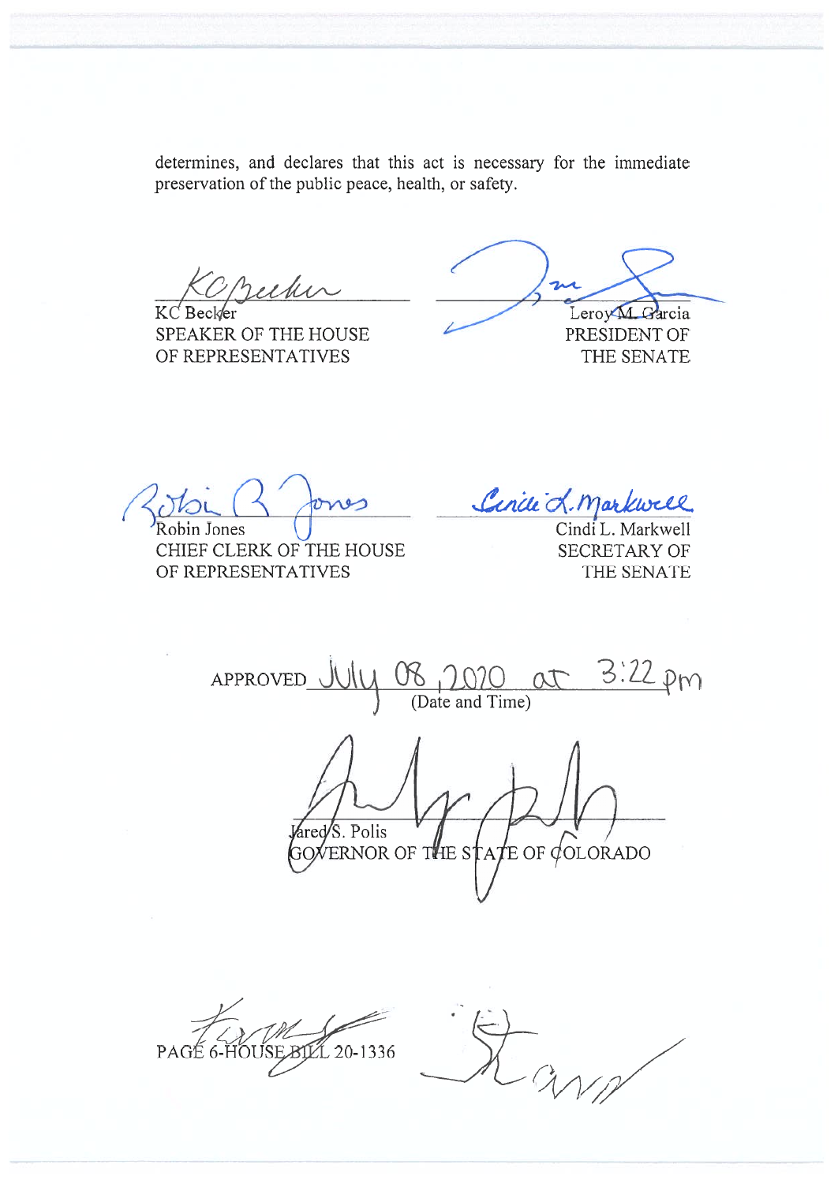determines, and declares that this act is necessary for the immediate preservation of the public peace, health, or safety.

KC Becker
SPEAKER OF THE HOUSE
OF REPRESENTATIVES

Leroy M. Garcia
PRESIDENT OF
THE SENATE

Robin Jones
CHIEF CLERK OF THE HOUSE
OF REPRESENTATIVES

Cindi L. Markwell
SECRETARY OF
THE SENATE

APPROVED July 08, 2020 at 3:22 pm
(Date and Time)

Jared S. Polis
GOVERNOR OF THE STATE OF COLORADO

PAGE 6-HOUSE BILL 20-1336